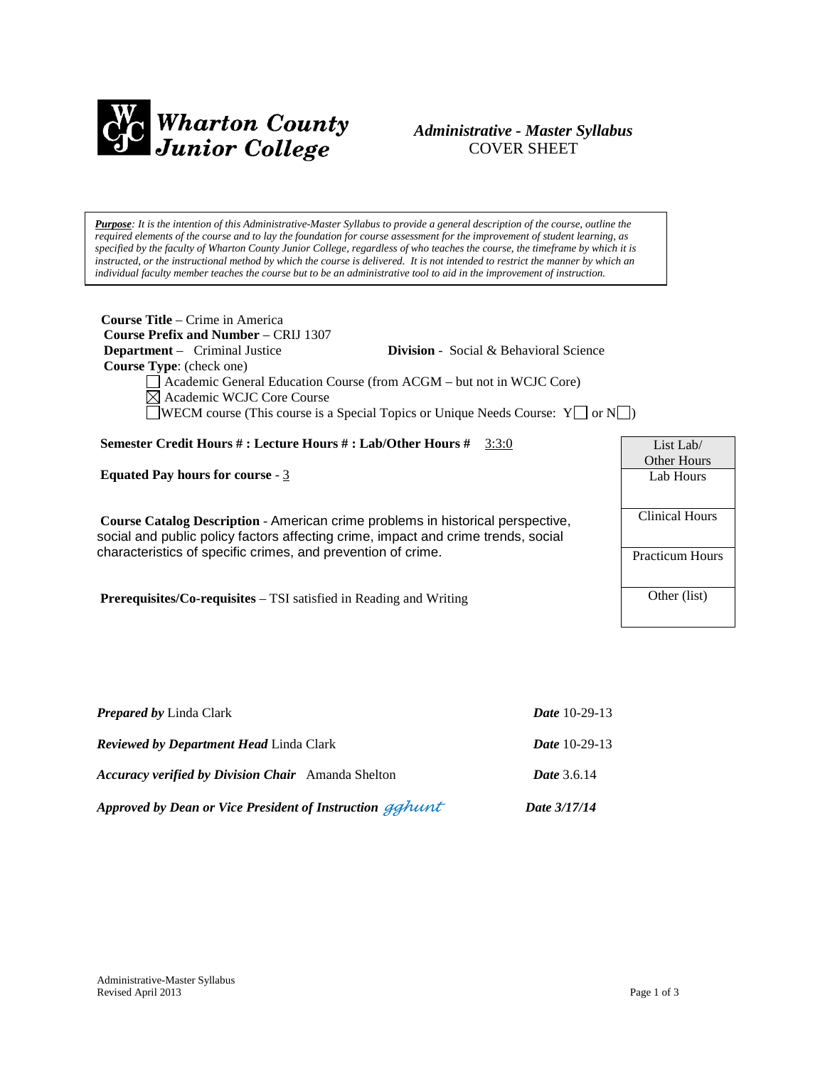**Wharton County Junior College**

# *Administrative - Master Syllabus*
COVER SHEET

***Purpose**: It is the intention of this Administrative-Master Syllabus to provide a general description of the course, outline the required elements of the course and to lay the foundation for course assessment for the improvement of student learning, as specified by the faculty of Wharton County Junior College, regardless of who teaches the course, the timeframe by which it is instructed, or the instructional method by which the course is delivered. It is not intended to restrict the manner by which an individual faculty member teaches the course but to be an administrative tool to aid in the improvement of instruction.*

**Course Title** – Crime in America
**Course Prefix and Number** – CRIJ 1307
**Department** – Criminal Justice **Division** - Social & Behavioral Science
**Course Type**: (check one)

- ☐ Academic General Education Course (from ACGM – but not in WCJC Core)
- ☒ Academic WCJC Core Course
- ☐ WECM course (This course is a Special Topics or Unique Needs Course: Y☐ or N☐)

**Semester Credit Hours # : Lecture Hours # : Lab/Other Hours #** 3:3:0

**Equated Pay hours for course** - 3

**Course Catalog Description** - American crime problems in historical perspective, social and public policy factors affecting crime, impact and crime trends, social characteristics of specific crimes, and prevention of crime.

**Prerequisites/Co-requisites** – TSI satisfied in Reading and Writing

| List Lab/ Other Hours |
| --- |
| Lab Hours |
| Clinical Hours |
| Practicum Hours |
| Other (list) |

***Prepared by*** Linda Clark ***Date*** 10-29-13

***Reviewed by Department Head*** Linda Clark ***Date*** 10-29-13

***Accuracy verified by Division Chair*** Amanda Shelton ***Date*** 3.6.14

***Approved by Dean or Vice President of Instruction*** gghunt ***Date 3/17/14***

Administrative-Master Syllabus
Revised April 2013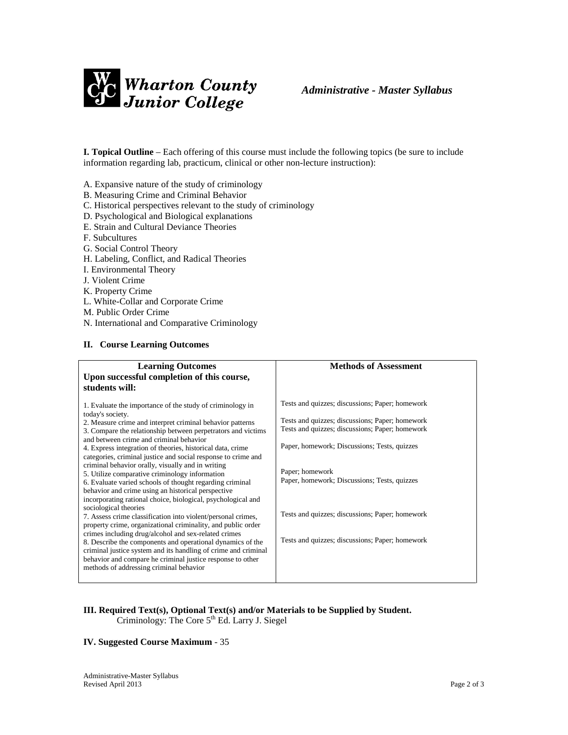**I. Topical Outline** – Each offering of this course must include the following topics (be sure to include information regarding lab, practicum, clinical or other non-lecture instruction):

A. Expansive nature of the study of criminology
B. Measuring Crime and Criminal Behavior
C. Historical perspectives relevant to the study of criminology
D. Psychological and Biological explanations
E. Strain and Cultural Deviance Theories
F. Subcultures
G. Social Control Theory
H. Labeling, Conflict, and Radical Theories
I. Environmental Theory
J. Violent Crime
K. Property Crime
L. White-Collar and Corporate Crime
M. Public Order Crime
N. International and Comparative Criminology

## II. Course Learning Outcomes

| **Learning Outcomes**<br>**Upon successful completion of this course, students will:** | **Methods of Assessment** |
|---|---|
| 1. Evaluate the importance of the study of criminology in today's society. | Tests and quizzes; discussions; Paper; homework |
| 2. Measure crime and interpret criminal behavior patterns | Tests and quizzes; discussions; Paper; homework |
| 3. Compare the relationship between perpetrators and victims and between crime and criminal behavior | Tests and quizzes; discussions; Paper; homework |
| 4. Express integration of theories, historical data, crime categories, criminal justice and social response to crime and criminal behavior orally, visually and in writing | Paper, homework; Discussions; Tests, quizzes |
| 5. Utilize comparative criminology information | Paper; homework |
| 6. Evaluate varied schools of thought regarding criminal behavior and crime using an historical perspective incorporating rational choice, biological, psychological and sociological theories | Paper, homework; Discussions; Tests, quizzes |
| 7. Assess crime classification into violent/personal crimes, property crime, organizational criminality, and public order crimes including drug/alcohol and sex-related crimes | Tests and quizzes; discussions; Paper; homework |
| 8. Describe the components and operational dynamics of the criminal justice system and its handling of crime and criminal behavior and compare he criminal justice response to other methods of addressing criminal behavior | Tests and quizzes; discussions; Paper; homework |

**III. Required Text(s), Optional Text(s) and/or Materials to be Supplied by Student.**

Criminology: The Core 5th Ed. Larry J. Siegel

**IV. Suggested Course Maximum** - 35

Administrative-Master Syllabus
Revised April 2013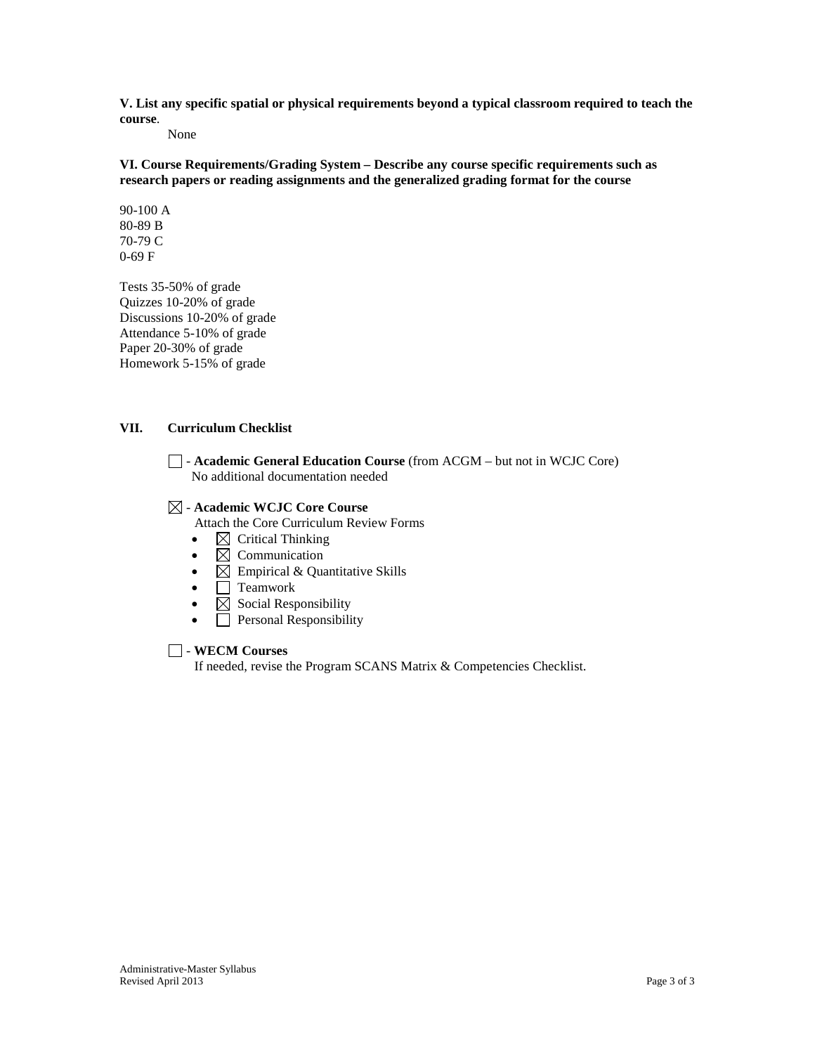**V. List any specific spatial or physical requirements beyond a typical classroom required to teach the course**.

None

**VI. Course Requirements/Grading System – Describe any course specific requirements such as research papers or reading assignments and the generalized grading format for the course**

90-100 A
80-89 B
70-79 C
0-69 F

Tests 35-50% of grade
Quizzes 10-20% of grade
Discussions 10-20% of grade
Attendance 5-10% of grade
Paper 20-30% of grade
Homework 5-15% of grade

**VII. Curriculum Checklist**

☐ - **Academic General Education Course** (from ACGM – but not in WCJC Core)
No additional documentation needed

☒ - **Academic WCJC Core Course**
Attach the Core Curriculum Review Forms

- ☒ Critical Thinking
- ☒ Communication
- ☒ Empirical & Quantitative Skills
- ☐ Teamwork
- ☒ Social Responsibility
- ☐ Personal Responsibility

☐ - **WECM Courses**
If needed, revise the Program SCANS Matrix & Competencies Checklist.